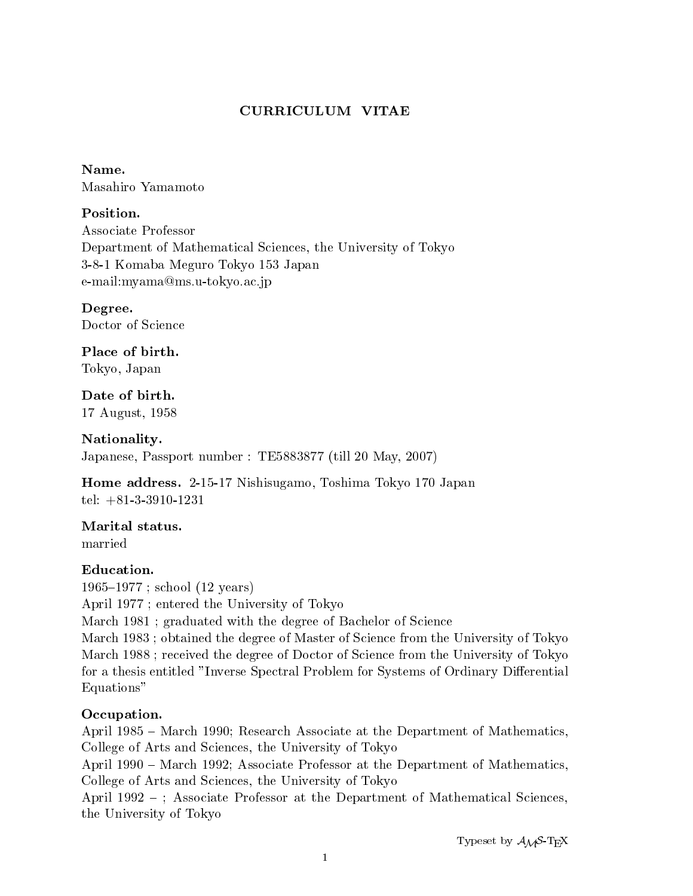# CURRICULUM VITAE

**Name.**
Masahiro Yamamoto

**Position.**
Associate Professor
Department of Mathematical Sciences, the University of Tokyo
3-8-1 Komaba Meguro Tokyo 153 Japan
e-mail:myama@ms.u-tokyo.ac.jp

**Degree.**
Doctor of Science

**Place of birth.**
Tokyo, Japan

**Date of birth.**
17 August, 1958

**Nationality.**
Japanese, Passport number : TE5883877 (till 20 May, 2007)

**Home address.** 2-15-17 Nishisugamo, Toshima Tokyo 170 Japan
tel: +81-3-3910-1231

**Marital status.**
married

**Education.**
1965–1977 ; school (12 years)
April 1977 ; entered the University of Tokyo
March 1981 ; graduated with the degree of Bachelor of Science
March 1983 ; obtained the degree of Master of Science from the University of Tokyo
March 1988 ; received the degree of Doctor of Science from the University of Tokyo for a thesis entitled "Inverse Spectral Problem for Systems of Ordinary Differential Equations"

**Occupation.**
April 1985 – March 1990; Research Associate at the Department of Mathematics, College of Arts and Sciences, the University of Tokyo
April 1990 – March 1992; Associate Professor at the Department of Mathematics, College of Arts and Sciences, the University of Tokyo
April 1992 – ; Associate Professor at the Department of Mathematical Sciences, the University of Tokyo

Typeset by $\mathcal{A}\mathcal{M}\mathcal{S}$-TEX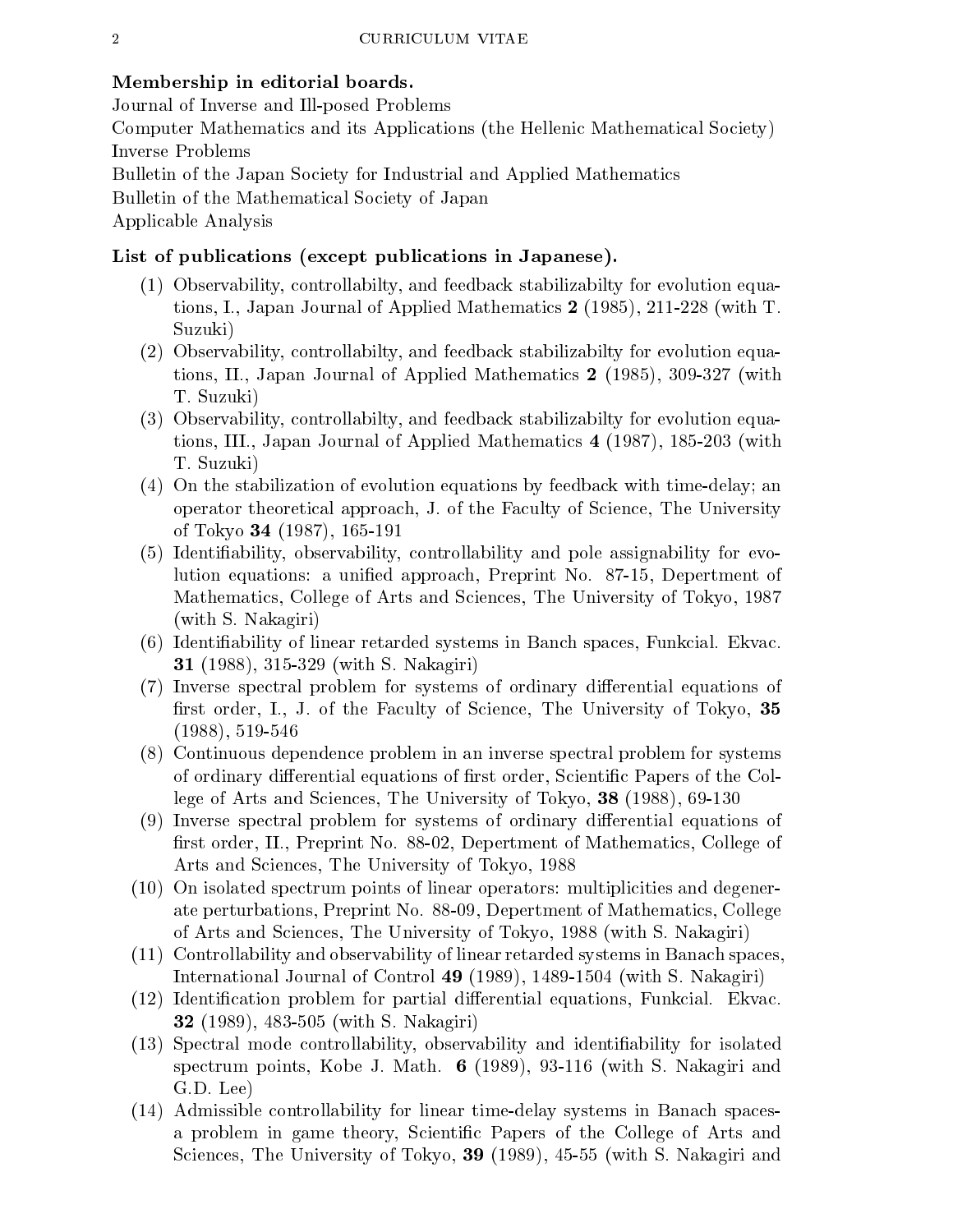**Membership in editorial boards.**

Journal of Inverse and Ill-posed Problems
Computer Mathematics and its Applications (the Hellenic Mathematical Society)
Inverse Problems
Bulletin of the Japan Society for Industrial and Applied Mathematics
Bulletin of the Mathematical Society of Japan
Applicable Analysis

**List of publications (except publications in Japanese).**

(1) Observability, controllabilty, and feedback stabilizabilty for evolution equations, I., Japan Journal of Applied Mathematics **2** (1985), 211-228 (with T. Suzuki)
(2) Observability, controllabilty, and feedback stabilizabilty for evolution equations, II., Japan Journal of Applied Mathematics **2** (1985), 309-327 (with T. Suzuki)
(3) Observability, controllabilty, and feedback stabilizabilty for evolution equations, III., Japan Journal of Applied Mathematics **4** (1987), 185-203 (with T. Suzuki)
(4) On the stabilization of evolution equations by feedback with time-delay; an operator theoretical approach, J. of the Faculty of Science, The University of Tokyo **34** (1987), 165-191
(5) Identifiability, observability, controllability and pole assignability for evolution equations: a unified approach, Preprint No. 87-15, Depertment of Mathematics, College of Arts and Sciences, The University of Tokyo, 1987 (with S. Nakagiri)
(6) Identifiability of linear retarded systems in Banch spaces, Funkcial. Ekvac. **31** (1988), 315-329 (with S. Nakagiri)
(7) Inverse spectral problem for systems of ordinary differential equations of first order, I., J. of the Faculty of Science, The University of Tokyo, **35** (1988), 519-546
(8) Continuous dependence problem in an inverse spectral problem for systems of ordinary differential equations of first order, Scientific Papers of the College of Arts and Sciences, The University of Tokyo, **38** (1988), 69-130
(9) Inverse spectral problem for systems of ordinary differential equations of first order, II., Preprint No. 88-02, Depertment of Mathematics, College of Arts and Sciences, The University of Tokyo, 1988
(10) On isolated spectrum points of linear operators: multiplicities and degenerate perturbations, Preprint No. 88-09, Depertment of Mathematics, College of Arts and Sciences, The University of Tokyo, 1988 (with S. Nakagiri)
(11) Controllability and observability of linear retarded systems in Banach spaces, International Journal of Control **49** (1989), 1489-1504 (with S. Nakagiri)
(12) Identification problem for partial differential equations, Funkcial. Ekvac. **32** (1989), 483-505 (with S. Nakagiri)
(13) Spectral mode controllability, observability and identifiability for isolated spectrum points, Kobe J. Math. **6** (1989), 93-116 (with S. Nakagiri and G.D. Lee)
(14) Admissible controllability for linear time-delay systems in Banach spaces-a problem in game theory, Scientific Papers of the College of Arts and Sciences, The University of Tokyo, **39** (1989), 45-55 (with S. Nakagiri and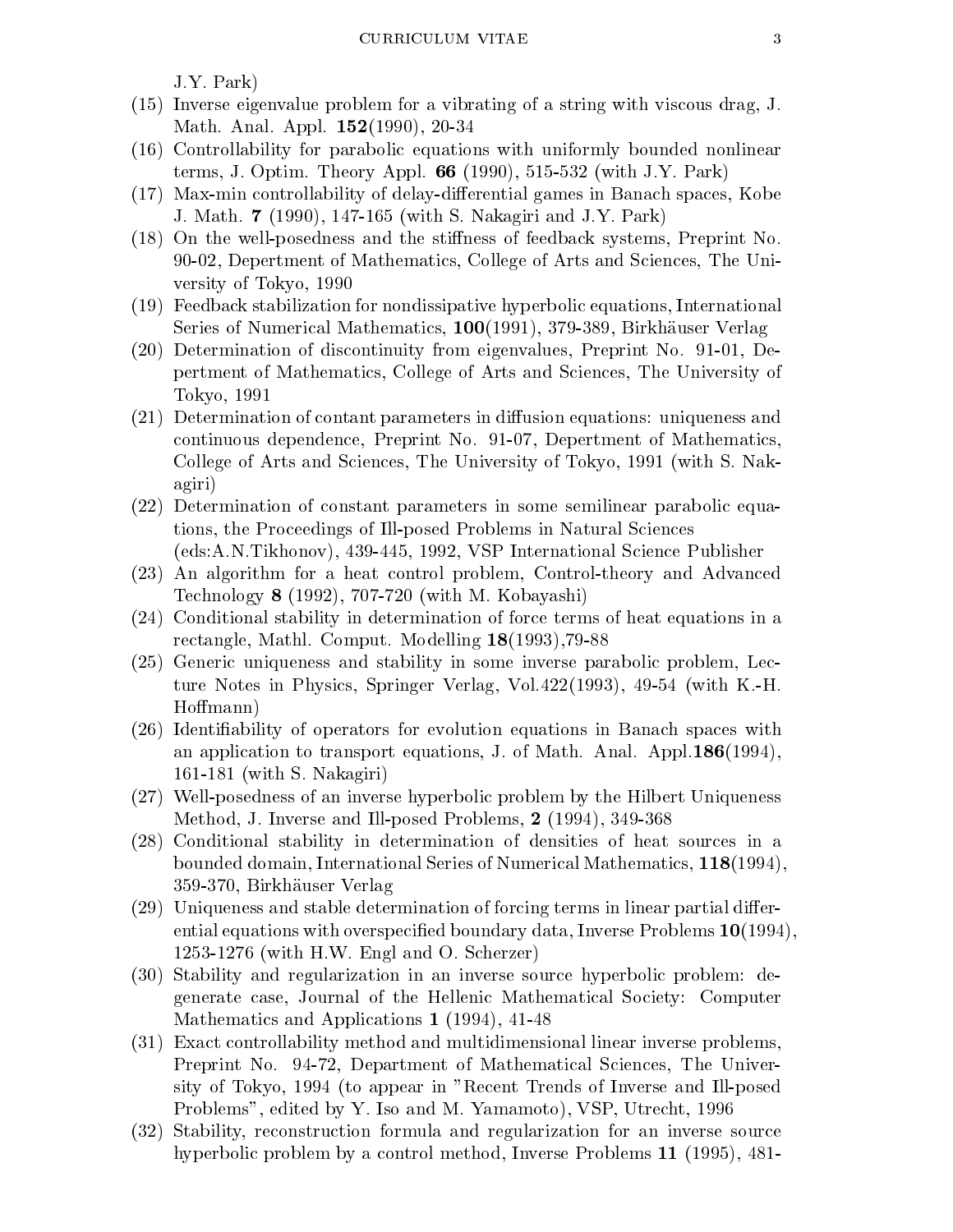J.Y. Park)

(15) Inverse eigenvalue problem for a vibrating of a string with viscous drag, J. Math. Anal. Appl. **152**(1990), 20-34

(16) Controllability for parabolic equations with uniformly bounded nonlinear terms, J. Optim. Theory Appl. **66** (1990), 515-532 (with J.Y. Park)

(17) Max-min controllability of delay-differential games in Banach spaces, Kobe J. Math. **7** (1990), 147-165 (with S. Nakagiri and J.Y. Park)

(18) On the well-posedness and the stiffness of feedback systems, Preprint No. 90-02, Depertment of Mathematics, College of Arts and Sciences, The University of Tokyo, 1990

(19) Feedback stabilization for nondissipative hyperbolic equations, International Series of Numerical Mathematics, **100**(1991), 379-389, Birkhäuser Verlag

(20) Determination of discontinuity from eigenvalues, Preprint No. 91-01, Depertment of Mathematics, College of Arts and Sciences, The University of Tokyo, 1991

(21) Determination of contant parameters in diffusion equations: uniqueness and continuous dependence, Preprint No. 91-07, Depertment of Mathematics, College of Arts and Sciences, The University of Tokyo, 1991 (with S. Nakagiri)

(22) Determination of constant parameters in some semilinear parabolic equations, the Proceedings of Ill-posed Problems in Natural Sciences (eds:A.N.Tikhonov), 439-445, 1992, VSP International Science Publisher

(23) An algorithm for a heat control problem, Control-theory and Advanced Technology **8** (1992), 707-720 (with M. Kobayashi)

(24) Conditional stability in determination of force terms of heat equations in a rectangle, Mathl. Comput. Modelling **18**(1993),79-88

(25) Generic uniqueness and stability in some inverse parabolic problem, Lecture Notes in Physics, Springer Verlag, Vol.422(1993), 49-54 (with K.-H. Hoffmann)

(26) Identifiability of operators for evolution equations in Banach spaces with an application to transport equations, J. of Math. Anal. Appl.**186**(1994), 161-181 (with S. Nakagiri)

(27) Well-posedness of an inverse hyperbolic problem by the Hilbert Uniqueness Method, J. Inverse and Ill-posed Problems, **2** (1994), 349-368

(28) Conditional stability in determination of densities of heat sources in a bounded domain, International Series of Numerical Mathematics, **118**(1994), 359-370, Birkhäuser Verlag

(29) Uniqueness and stable determination of forcing terms in linear partial differential equations with overspecified boundary data, Inverse Problems **10**(1994), 1253-1276 (with H.W. Engl and O. Scherzer)

(30) Stability and regularization in an inverse source hyperbolic problem: degenerate case, Journal of the Hellenic Mathematical Society: Computer Mathematics and Applications **1** (1994), 41-48

(31) Exact controllability method and multidimensional linear inverse problems, Preprint No. 94-72, Department of Mathematical Sciences, The University of Tokyo, 1994 (to appear in "Recent Trends of Inverse and Ill-posed Problems", edited by Y. Iso and M. Yamamoto), VSP, Utrecht, 1996

(32) Stability, reconstruction formula and regularization for an inverse source hyperbolic problem by a control method, Inverse Problems **11** (1995), 481-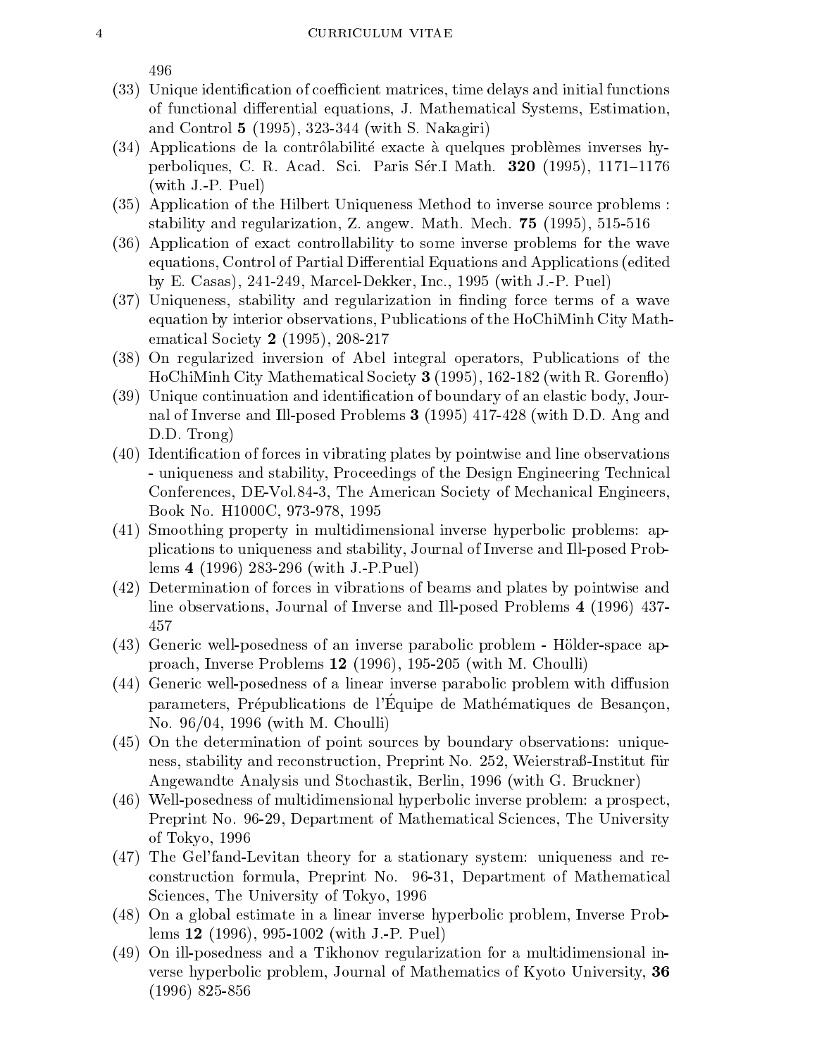496

(33) Unique identification of coefficient matrices, time delays and initial functions of functional differential equations, J. Mathematical Systems, Estimation, and Control **5** (1995), 323-344 (with S. Nakagiri)

(34) Applications de la contrôlabilité exacte à quelques problèmes inverses hyperboliques, C. R. Acad. Sci. Paris Sér.I Math. **320** (1995), 1171–1176 (with J.-P. Puel)

(35) Application of the Hilbert Uniqueness Method to inverse source problems : stability and regularization, Z. angew. Math. Mech. **75** (1995), 515-516

(36) Application of exact controllability to some inverse problems for the wave equations, Control of Partial Differential Equations and Applications (edited by E. Casas), 241-249, Marcel-Dekker, Inc., 1995 (with J.-P. Puel)

(37) Uniqueness, stability and regularization in finding force terms of a wave equation by interior observations, Publications of the HoChiMinh City Mathematical Society **2** (1995), 208-217

(38) On regularized inversion of Abel integral operators, Publications of the HoChiMinh City Mathematical Society **3** (1995), 162-182 (with R. Gorenflo)

(39) Unique continuation and identification of boundary of an elastic body, Journal of Inverse and Ill-posed Problems **3** (1995) 417-428 (with D.D. Ang and D.D. Trong)

(40) Identification of forces in vibrating plates by pointwise and line observations - uniqueness and stability, Proceedings of the Design Engineering Technical Conferences, DE-Vol.84-3, The American Society of Mechanical Engineers, Book No. H1000C, 973-978, 1995

(41) Smoothing property in multidimensional inverse hyperbolic problems: applications to uniqueness and stability, Journal of Inverse and Ill-posed Problems **4** (1996) 283-296 (with J.-P.Puel)

(42) Determination of forces in vibrations of beams and plates by pointwise and line observations, Journal of Inverse and Ill-posed Problems **4** (1996) 437-457

(43) Generic well-posedness of an inverse parabolic problem - Hölder-space approach, Inverse Problems **12** (1996), 195-205 (with M. Choulli)

(44) Generic well-posedness of a linear inverse parabolic problem with diffusion parameters, Prépublications de l'Équipe de Mathématiques de Besançon, No. 96/04, 1996 (with M. Choulli)

(45) On the determination of point sources by boundary observations: uniqueness, stability and reconstruction, Preprint No. 252, Weierstraß-Institut für Angewandte Analysis und Stochastik, Berlin, 1996 (with G. Bruckner)

(46) Well-posedness of multidimensional hyperbolic inverse problem: a prospect, Preprint No. 96-29, Department of Mathematical Sciences, The University of Tokyo, 1996

(47) The Gel'fand-Levitan theory for a stationary system: uniqueness and reconstruction formula, Preprint No. 96-31, Department of Mathematical Sciences, The University of Tokyo, 1996

(48) On a global estimate in a linear inverse hyperbolic problem, Inverse Problems **12** (1996), 995-1002 (with J.-P. Puel)

(49) On ill-posedness and a Tikhonov regularization for a multidimensional inverse hyperbolic problem, Journal of Mathematics of Kyoto University, **36** (1996) 825-856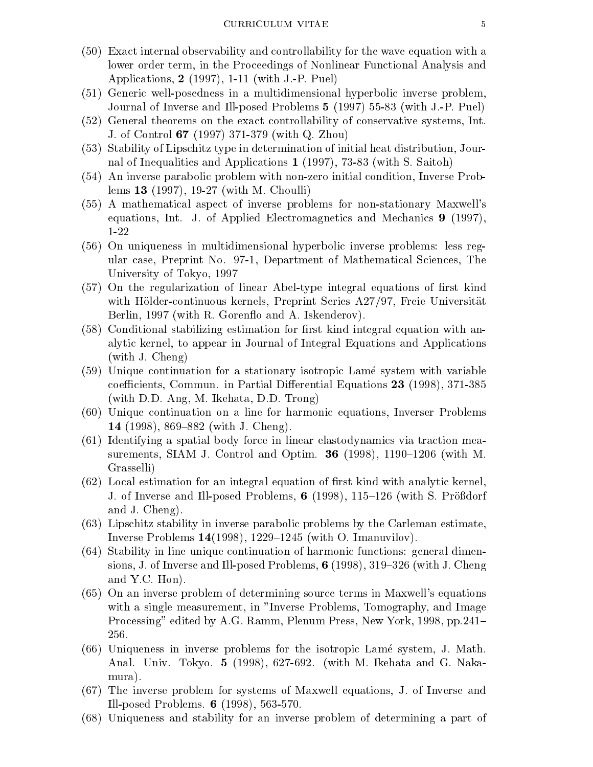(50) Exact internal observability and controllability for the wave equation with a lower order term, in the Proceedings of Nonlinear Functional Analysis and Applications, **2** (1997), 1-11 (with J.-P. Puel)

(51) Generic well-posedness in a multidimensional hyperbolic inverse problem, Journal of Inverse and Ill-posed Problems **5** (1997) 55-83 (with J.-P. Puel)

(52) General theorems on the exact controllability of conservative systems, Int. J. of Control **67** (1997) 371-379 (with Q. Zhou)

(53) Stability of Lipschitz type in determination of initial heat distribution, Journal of Inequalities and Applications **1** (1997), 73-83 (with S. Saitoh)

(54) An inverse parabolic problem with non-zero initial condition, Inverse Problems **13** (1997), 19-27 (with M. Choulli)

(55) A mathematical aspect of inverse problems for non-stationary Maxwell's equations, Int. J. of Applied Electromagnetics and Mechanics **9** (1997), 1-22

(56) On uniqueness in multidimensional hyperbolic inverse problems: less regular case, Preprint No. 97-1, Department of Mathematical Sciences, The University of Tokyo, 1997

(57) On the regularization of linear Abel-type integral equations of first kind with Hölder-continuous kernels, Preprint Series A27/97, Freie Universität Berlin, 1997 (with R. Gorenflo and A. Iskenderov).

(58) Conditional stabilizing estimation for first kind integral equation with analytic kernel, to appear in Journal of Integral Equations and Applications (with J. Cheng)

(59) Unique continuation for a stationary isotropic Lamé system with variable coefficients, Commun. in Partial Differential Equations **23** (1998), 371-385 (with D.D. Ang, M. Ikehata, D.D. Trong)

(60) Unique continuation on a line for harmonic equations, Inverser Problems **14** (1998), 869–882 (with J. Cheng).

(61) Identifying a spatial body force in linear elastodynamics via traction measurements, SIAM J. Control and Optim. **36** (1998), 1190–1206 (with M. Grasselli)

(62) Local estimation for an integral equation of first kind with analytic kernel, J. of Inverse and Ill-posed Problems, **6** (1998), 115–126 (with S. Prößdorf and J. Cheng).

(63) Lipschitz stability in inverse parabolic problems by the Carleman estimate, Inverse Problems **14**(1998), 1229–1245 (with O. Imanuvilov).

(64) Stability in line unique continuation of harmonic functions: general dimensions, J. of Inverse and Ill-posed Problems, **6** (1998), 319–326 (with J. Cheng and Y.C. Hon).

(65) On an inverse problem of determining source terms in Maxwell's equations with a single measurement, in "Inverse Problems, Tomography, and Image Processing" edited by A.G. Ramm, Plenum Press, New York, 1998, pp.241–256.

(66) Uniqueness in inverse problems for the isotropic Lamé system, J. Math. Anal. Univ. Tokyo. **5** (1998), 627-692. (with M. Ikehata and G. Nakamura).

(67) The inverse problem for systems of Maxwell equations, J. of Inverse and Ill-posed Problems. **6** (1998), 563-570.

(68) Uniqueness and stability for an inverse problem of determining a part of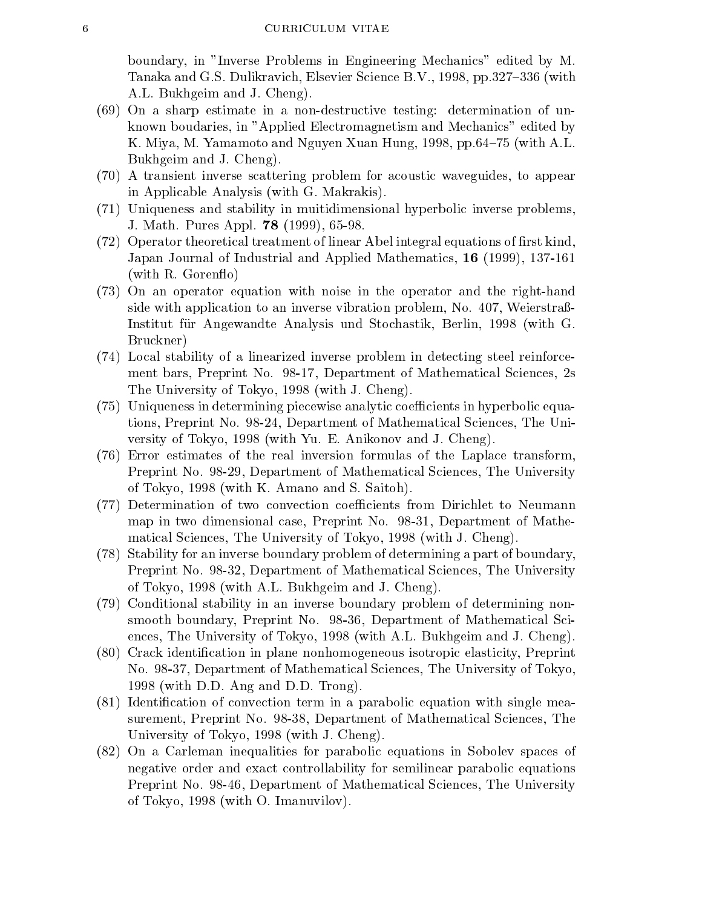boundary, in "Inverse Problems in Engineering Mechanics" edited by M. Tanaka and G.S. Dulikravich, Elsevier Science B.V., 1998, pp.327–336 (with A.L. Bukhgeim and J. Cheng).

(69) On a sharp estimate in a non-destructive testing: determination of unknown boudaries, in "Applied Electromagnetism and Mechanics" edited by K. Miya, M. Yamamoto and Nguyen Xuan Hung, 1998, pp.64–75 (with A.L. Bukhgeim and J. Cheng).

(70) A transient inverse scattering problem for acoustic waveguides, to appear in Applicable Analysis (with G. Makrakis).

(71) Uniqueness and stability in muitidimensional hyperbolic inverse problems, J. Math. Pures Appl. **78** (1999), 65-98.

(72) Operator theoretical treatment of linear Abel integral equations of first kind, Japan Journal of Industrial and Applied Mathematics, **16** (1999), 137-161 (with R. Gorenflo)

(73) On an operator equation with noise in the operator and the right-hand side with application to an inverse vibration problem, No. 407, Weierstraß-Institut für Angewandte Analysis und Stochastik, Berlin, 1998 (with G. Bruckner)

(74) Local stability of a linearized inverse problem in detecting steel reinforcement bars, Preprint No. 98-17, Department of Mathematical Sciences, 2s The University of Tokyo, 1998 (with J. Cheng).

(75) Uniqueness in determining piecewise analytic coefficients in hyperbolic equations, Preprint No. 98-24, Department of Mathematical Sciences, The University of Tokyo, 1998 (with Yu. E. Anikonov and J. Cheng).

(76) Error estimates of the real inversion formulas of the Laplace transform, Preprint No. 98-29, Department of Mathematical Sciences, The University of Tokyo, 1998 (with K. Amano and S. Saitoh).

(77) Determination of two convection coefficients from Dirichlet to Neumann map in two dimensional case, Preprint No. 98-31, Department of Mathematical Sciences, The University of Tokyo, 1998 (with J. Cheng).

(78) Stability for an inverse boundary problem of determining a part of boundary, Preprint No. 98-32, Department of Mathematical Sciences, The University of Tokyo, 1998 (with A.L. Bukhgeim and J. Cheng).

(79) Conditional stability in an inverse boundary problem of determining nonsmooth boundary, Preprint No. 98-36, Department of Mathematical Sciences, The University of Tokyo, 1998 (with A.L. Bukhgeim and J. Cheng).

(80) Crack identification in plane nonhomogeneous isotropic elasticity, Preprint No. 98-37, Department of Mathematical Sciences, The University of Tokyo, 1998 (with D.D. Ang and D.D. Trong).

(81) Identification of convection term in a parabolic equation with single measurement, Preprint No. 98-38, Department of Mathematical Sciences, The University of Tokyo, 1998 (with J. Cheng).

(82) On a Carleman inequalities for parabolic equations in Sobolev spaces of negative order and exact controllability for semilinear parabolic equations Preprint No. 98-46, Department of Mathematical Sciences, The University of Tokyo, 1998 (with O. Imanuvilov).